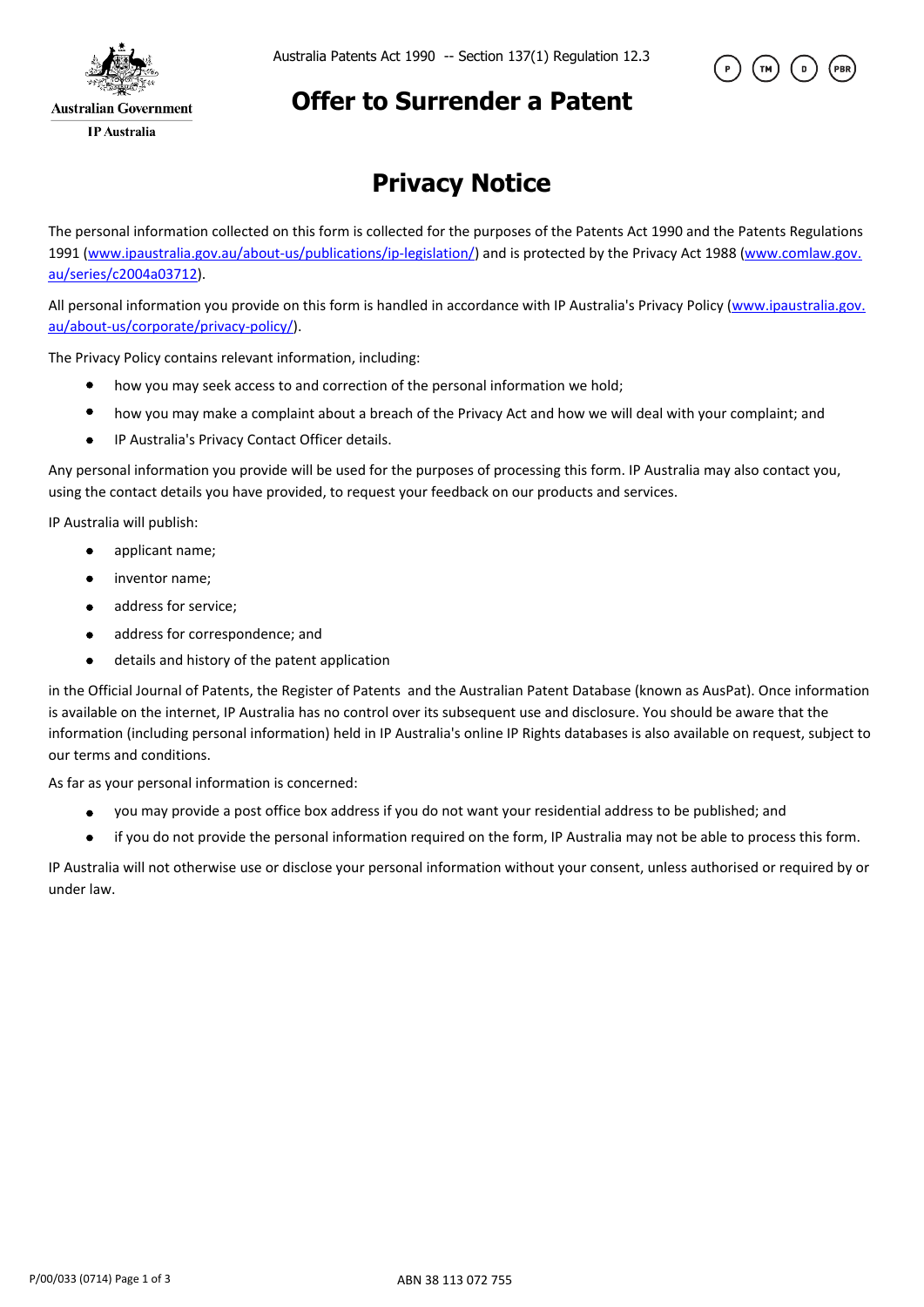Australian Government

IP Australia

Australia Patents Act 1990 -- Section 137(1) Regulation 12.3

P TM D PBR

# Offer to Surrender a Patent

## Privacy Notice

The personal information collected on this form is collected for the purposes of the Patents Act 1990 and the Patents Regulations 1991 (www.ipaustralia.gov.au/about-us/publications/ip-legislation/) and is protected by the Privacy Act 1988 (www.comlaw.gov.au/series/c2004a03712).

All personal information you provide on this form is handled in accordance with IP Australia's Privacy Policy (www.ipaustralia.gov.au/about-us/corporate/privacy-policy/).

The Privacy Policy contains relevant information, including:

- how you may seek access to and correction of the personal information we hold;
- how you may make a complaint about a breach of the Privacy Act and how we will deal with your complaint; and
- IP Australia's Privacy Contact Officer details.

Any personal information you provide will be used for the purposes of processing this form. IP Australia may also contact you, using the contact details you have provided, to request your feedback on our products and services.

IP Australia will publish:

- applicant name;
- inventor name;
- address for service;
- address for correspondence; and
- details and history of the patent application

in the Official Journal of Patents, the Register of Patents and the Australian Patent Database (known as AusPat). Once information is available on the internet, IP Australia has no control over its subsequent use and disclosure. You should be aware that the information (including personal information) held in IP Australia's online IP Rights databases is also available on request, subject to our terms and conditions.

As far as your personal information is concerned:

- you may provide a post office box address if you do not want your residential address to be published; and
- if you do not provide the personal information required on the form, IP Australia may not be able to process this form.

IP Australia will not otherwise use or disclose your personal information without your consent, unless authorised or required by or under law.

P/00/033 (0714)

ABN 38 113 072 755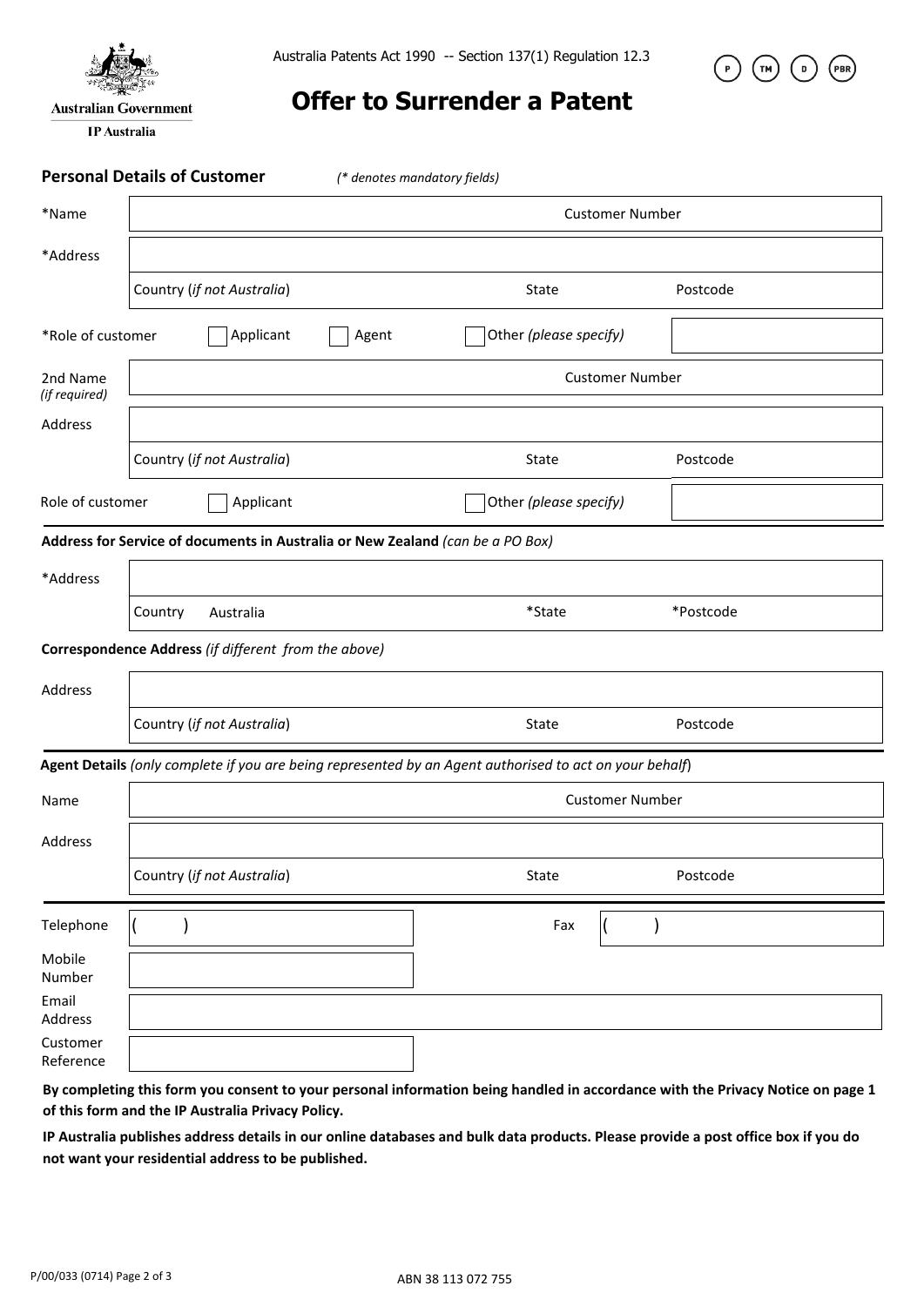Australian Government

IP Australia

Australia Patents Act 1990 -- Section 137(1) Regulation 12.3

P TM D PBR

# Offer to Surrender a Patent

**Personal Details of Customer** *(* denotes mandatory fields)*

| | | | |
|---|---|---|---|
| *Name | | Customer Number | |
| *Address | | | |
| | Country (*if not Australia*) | State | Postcode |
| *Role of customer | ☐ Applicant ☐ Agent | ☐ Other *(please specify)* | |
| 2nd Name *(if required)* | | Customer Number | |
| Address | | | |
| | Country (*if not Australia*) | State | Postcode |
| Role of customer | ☐ Applicant | ☐ Other *(please specify)* | |

**Address for Service of documents in Australia or New Zealand** *(can be a PO Box)*

| | | | |
|---|---|---|---|
| *Address | | | |
| | Country Australia | *State | *Postcode |

**Correspondence Address** *(if different from the above)*

| | | | |
|---|---|---|---|
| Address | | | |
| | Country (*if not Australia*) | State | Postcode |

**Agent Details** *(only complete if you are being represented by an Agent authorised to act on your behalf)*

| | | | |
|---|---|---|---|
| Name | | Customer Number | |
| Address | | | |
| | Country (*if not Australia*) | State | Postcode |

| | | | |
|---|---|---|---|
| Telephone | ( ) | Fax | ( ) |
| Mobile Number | | | |
| Email Address | | | |
| Customer Reference | | | |

**By completing this form you consent to your personal information being handled in accordance with the Privacy Notice on page 1 of this form and the IP Australia Privacy Policy.**

**IP Australia publishes address details in our online databases and bulk data products. Please provide a post office box if you do not want your residential address to be published.**

P/00/033 (0714)

ABN 38 113 072 755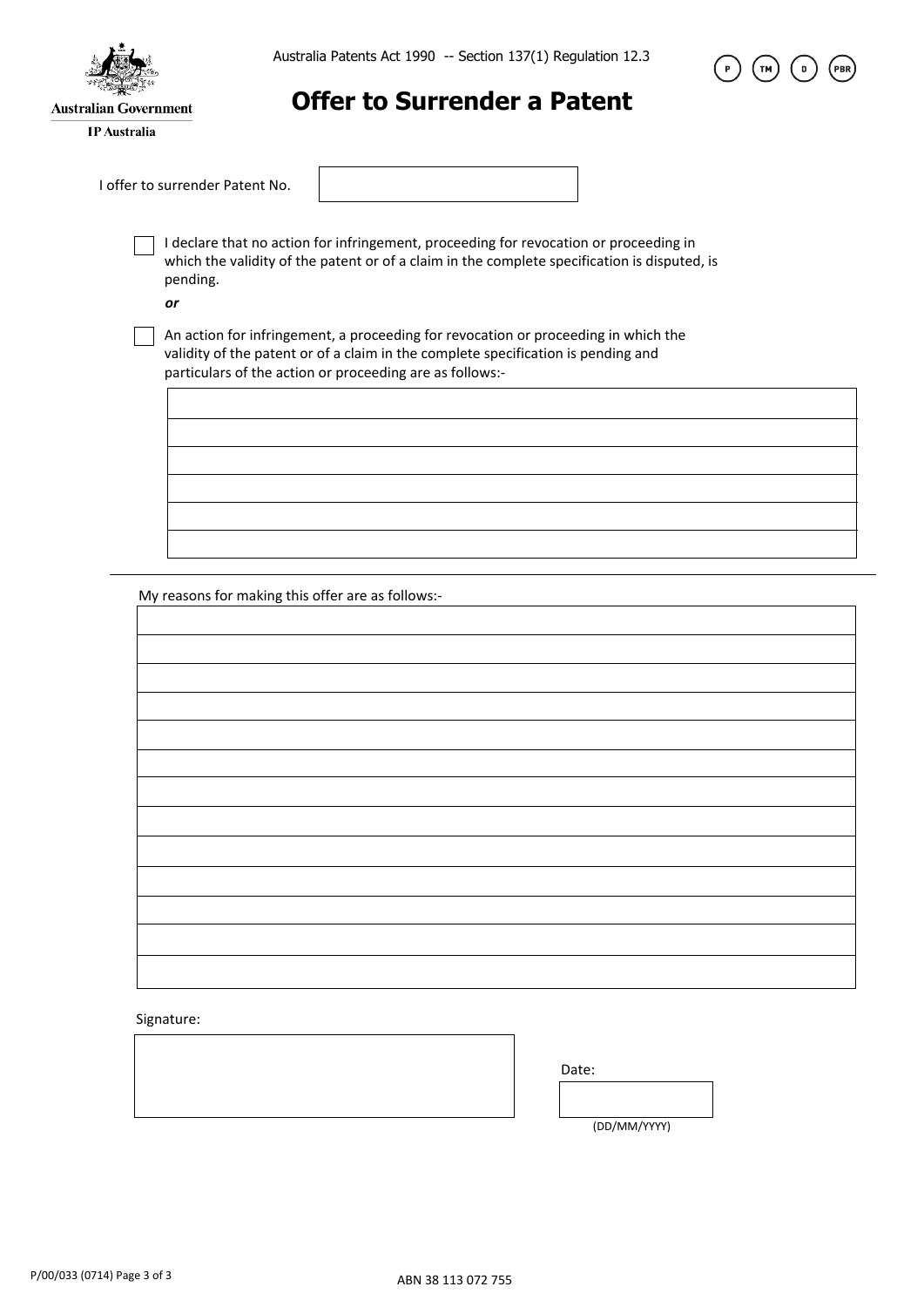Australian Government

IP Australia

Australia Patents Act 1990 -- Section 137(1) Regulation 12.3

P TM D PBR

# Offer to Surrender a Patent

I offer to surrender Patent No. ______

☐ I declare that no action for infringement, proceeding for revocation or proceeding in which the validity of the patent or of a claim in the complete specification is disputed, is pending.

***or***

☐ An action for infringement, a proceeding for revocation or proceeding in which the validity of the patent or of a claim in the complete specification is pending and particulars of the action or proceeding are as follows:-

---

My reasons for making this offer are as follows:-

Signature:

Date:

(DD/MM/YYYY)

P/00/033 (0714)

ABN 38 113 072 755